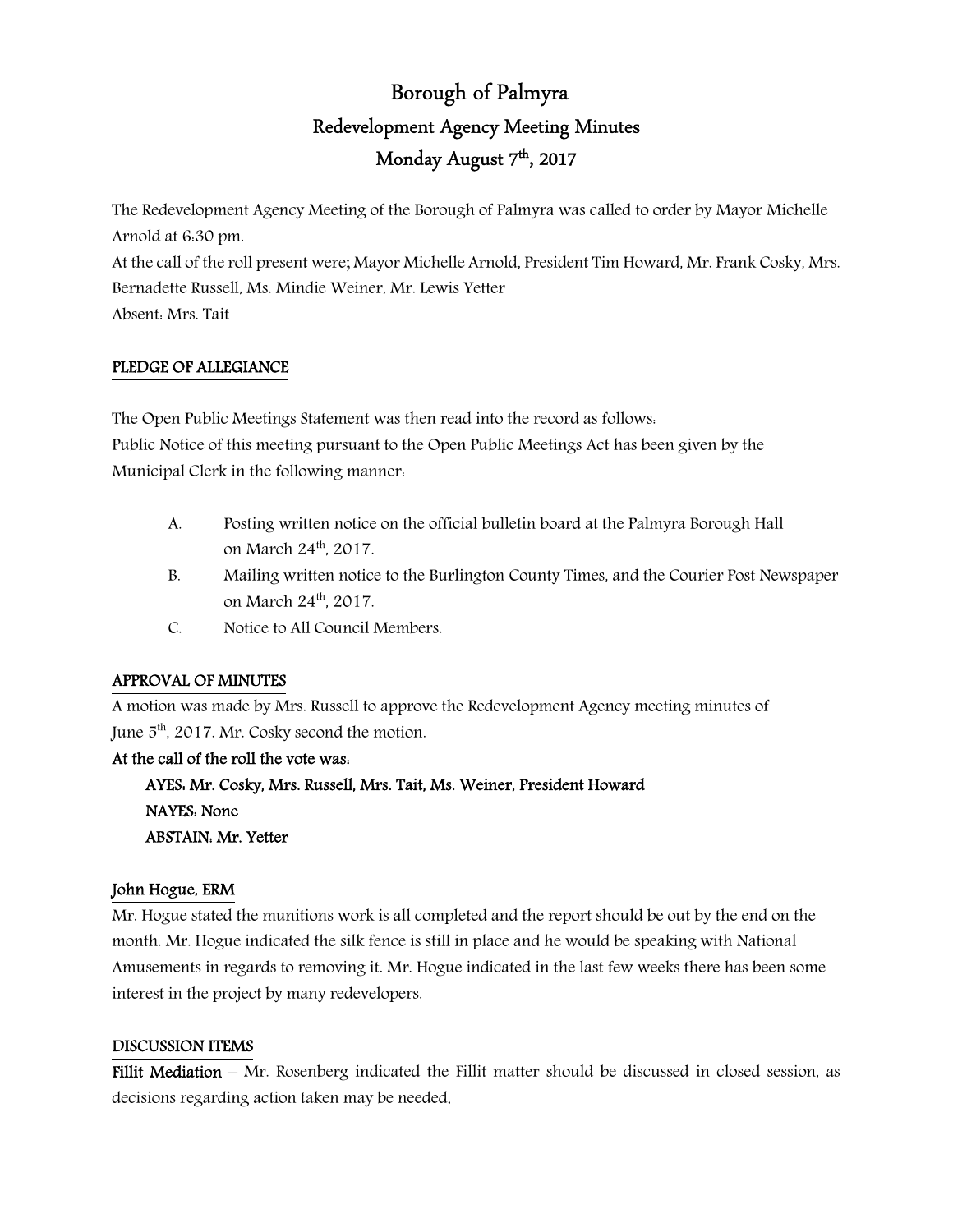# Borough of Palmyra

## Redevelopment Agency Meeting Minutes

## Monday August 7th, 2017

The Redevelopment Agency Meeting of the Borough of Palmyra was called to order by Mayor Michelle Arnold at 6:30 pm.

At the call of the roll present were; Mayor Michelle Arnold, President Tim Howard, Mr. Frank Cosky, Mrs. Bernadette Russell, Ms. Mindie Weiner, Mr. Lewis Yetter

Absent: Mrs. Tait

**PLEDGE OF ALLEGIANCE**

The Open Public Meetings Statement was then read into the record as follows:

Public Notice of this meeting pursuant to the Open Public Meetings Act has been given by the Municipal Clerk in the following manner:

A. Posting written notice on the official bulletin board at the Palmyra Borough Hall on March 24th, 2017.

B. Mailing written notice to the Burlington County Times, and the Courier Post Newspaper on March 24th, 2017.

C. Notice to All Council Members.

**APPROVAL OF MINUTES**

A motion was made by Mrs. Russell to approve the Redevelopment Agency meeting minutes of June 5th, 2017. Mr. Cosky second the motion.

**At the call of the roll the vote was:**

**AYES: Mr. Cosky, Mrs. Russell, Mrs. Tait, Ms. Weiner, President Howard**

**NAYES: None**

**ABSTAIN: Mr. Yetter**

**John Hogue, ERM**

Mr. Hogue stated the munitions work is all completed and the report should be out by the end on the month. Mr. Hogue indicated the silk fence is still in place and he would be speaking with National Amusements in regards to removing it. Mr. Hogue indicated in the last few weeks there has been some interest in the project by many redevelopers.

**DISCUSSION ITEMS**

**Fillit Mediation** – Mr. Rosenberg indicated the Fillit matter should be discussed in closed session, as decisions regarding action taken may be needed.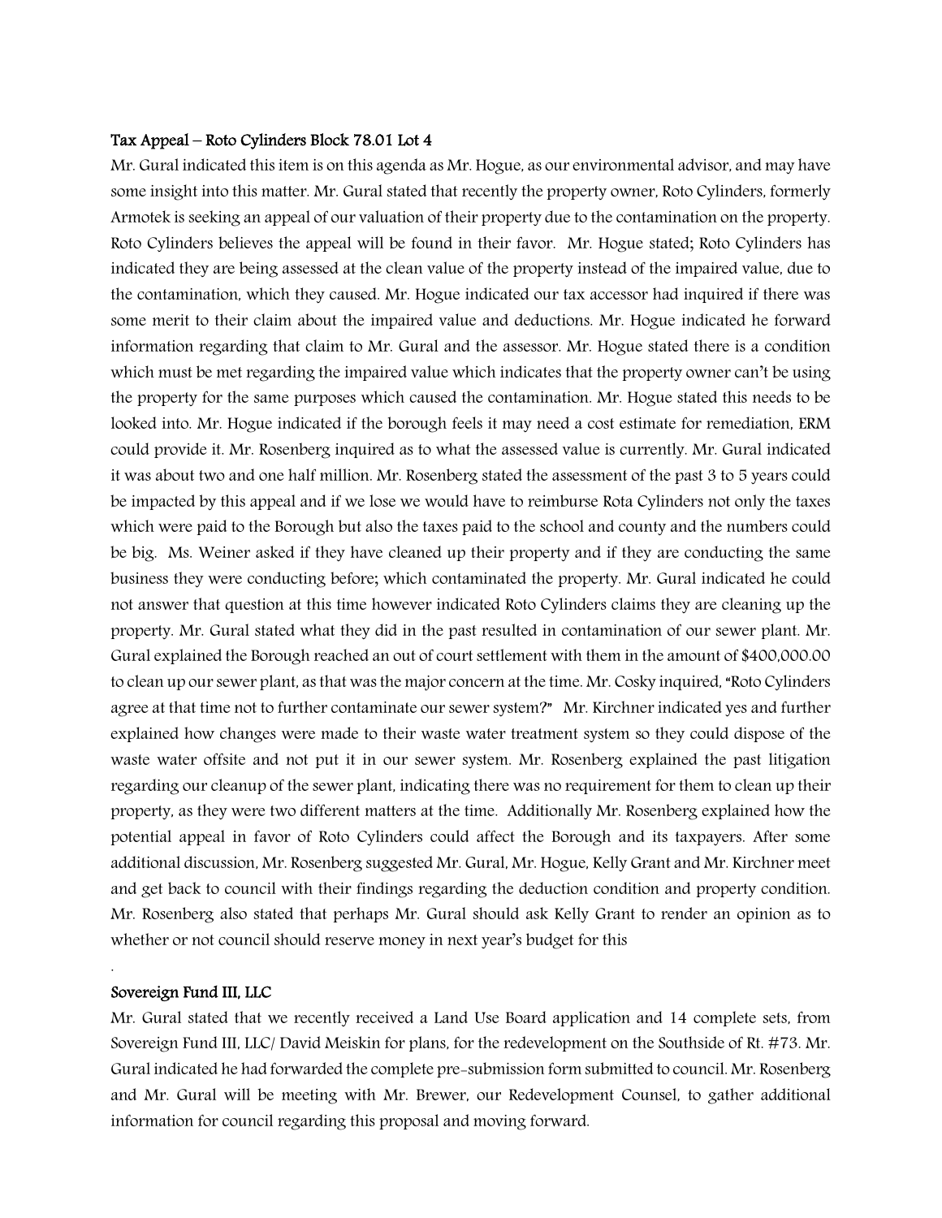**Tax Appeal – Roto Cylinders Block 78.01 Lot 4**

Mr. Gural indicated this item is on this agenda as Mr. Hogue, as our environmental advisor, and may have some insight into this matter. Mr. Gural stated that recently the property owner, Roto Cylinders, formerly Armotek is seeking an appeal of our valuation of their property due to the contamination on the property. Roto Cylinders believes the appeal will be found in their favor. Mr. Hogue stated; Roto Cylinders has indicated they are being assessed at the clean value of the property instead of the impaired value, due to the contamination, which they caused. Mr. Hogue indicated our tax accessor had inquired if there was some merit to their claim about the impaired value and deductions. Mr. Hogue indicated he forward information regarding that claim to Mr. Gural and the assessor. Mr. Hogue stated there is a condition which must be met regarding the impaired value which indicates that the property owner can't be using the property for the same purposes which caused the contamination. Mr. Hogue stated this needs to be looked into. Mr. Hogue indicated if the borough feels it may need a cost estimate for remediation, ERM could provide it. Mr. Rosenberg inquired as to what the assessed value is currently. Mr. Gural indicated it was about two and one half million. Mr. Rosenberg stated the assessment of the past 3 to 5 years could be impacted by this appeal and if we lose we would have to reimburse Rota Cylinders not only the taxes which were paid to the Borough but also the taxes paid to the school and county and the numbers could be big. Ms. Weiner asked if they have cleaned up their property and if they are conducting the same business they were conducting before; which contaminated the property. Mr. Gural indicated he could not answer that question at this time however indicated Roto Cylinders claims they are cleaning up the property. Mr. Gural stated what they did in the past resulted in contamination of our sewer plant. Mr. Gural explained the Borough reached an out of court settlement with them in the amount of $400,000.00 to clean up our sewer plant, as that was the major concern at the time. Mr. Cosky inquired, "Roto Cylinders agree at that time not to further contaminate our sewer system?" Mr. Kirchner indicated yes and further explained how changes were made to their waste water treatment system so they could dispose of the waste water offsite and not put it in our sewer system. Mr. Rosenberg explained the past litigation regarding our cleanup of the sewer plant, indicating there was no requirement for them to clean up their property, as they were two different matters at the time. Additionally Mr. Rosenberg explained how the potential appeal in favor of Roto Cylinders could affect the Borough and its taxpayers. After some additional discussion, Mr. Rosenberg suggested Mr. Gural, Mr. Hogue, Kelly Grant and Mr. Kirchner meet and get back to council with their findings regarding the deduction condition and property condition. Mr. Rosenberg also stated that perhaps Mr. Gural should ask Kelly Grant to render an opinion as to whether or not council should reserve money in next year's budget for this

.

**Sovereign Fund III, LLC**

Mr. Gural stated that we recently received a Land Use Board application and 14 complete sets, from Sovereign Fund III, LLC/ David Meiskin for plans, for the redevelopment on the Southside of Rt. #73. Mr. Gural indicated he had forwarded the complete pre-submission form submitted to council. Mr. Rosenberg and Mr. Gural will be meeting with Mr. Brewer, our Redevelopment Counsel, to gather additional information for council regarding this proposal and moving forward.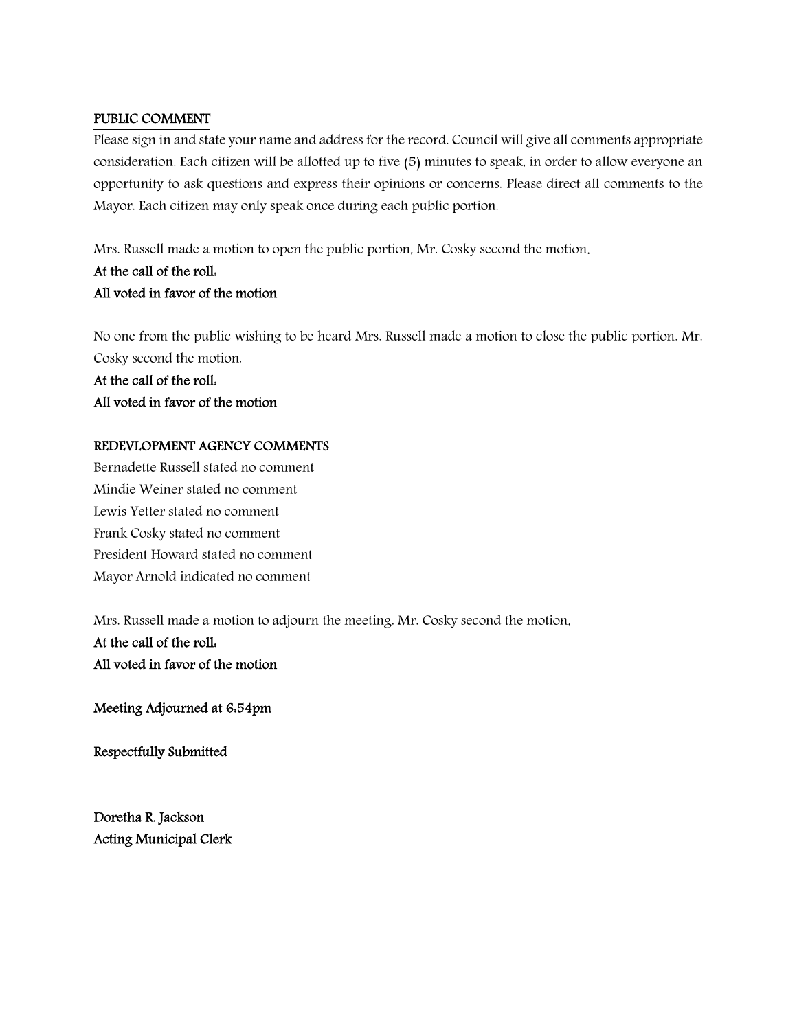## PUBLIC COMMENT

Please sign in and state your name and address for the record. Council will give all comments appropriate consideration. Each citizen will be allotted up to five (5) minutes to speak, in order to allow everyone an opportunity to ask questions and express their opinions or concerns. Please direct all comments to the Mayor. Each citizen may only speak once during each public portion.

Mrs. Russell made a motion to open the public portion, Mr. Cosky second the motion.

**At the call of the roll:**
**All voted in favor of the motion**

No one from the public wishing to be heard Mrs. Russell made a motion to close the public portion. Mr. Cosky second the motion.

**At the call of the roll:**
**All voted in favor of the motion**

## REDEVLOPMENT AGENCY COMMENTS

Bernadette Russell stated no comment
Mindie Weiner stated no comment
Lewis Yetter stated no comment
Frank Cosky stated no comment
President Howard stated no comment
Mayor Arnold indicated no comment

Mrs. Russell made a motion to adjourn the meeting. Mr. Cosky second the motion.

**At the call of the roll:**
**All voted in favor of the motion**

**Meeting Adjourned at 6:54pm**

**Respectfully Submitted**

**Doretha R. Jackson**
**Acting Municipal Clerk**